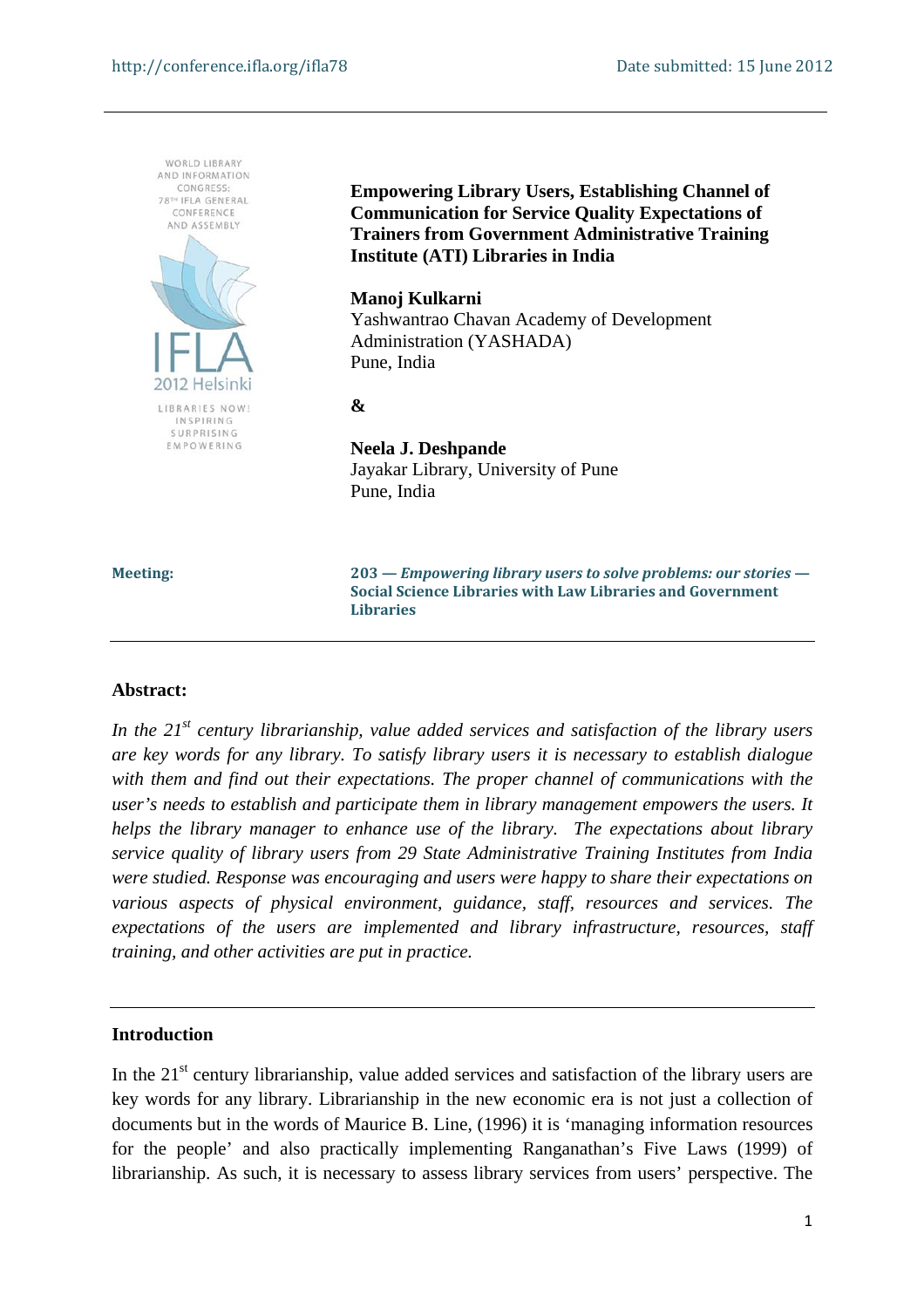# Empowering Library Users, Establishing Channel of Communication for Service Quality Expectations of Trainers from Government Administrative Training Institute (ATI) Libraries in India

**Manoj Kulkarni**
Yashwantrao Chavan Academy of Development Administration (YASHADA)
Pune, India

**&**

**Neela J. Deshpande**
Jayakar Library, University of Pune
Pune, India

**Meeting:** **203 — *Empowering library users to solve problems: our stories* — Social Science Libraries with Law Libraries and Government Libraries**

---

**Abstract:**

*In the 21st century librarianship, value added services and satisfaction of the library users are key words for any library. To satisfy library users it is necessary to establish dialogue with them and find out their expectations. The proper channel of communications with the user's needs to establish and participate them in library management empowers the users. It helps the library manager to enhance use of the library. The expectations about library service quality of library users from 29 State Administrative Training Institutes from India were studied. Response was encouraging and users were happy to share their expectations on various aspects of physical environment, guidance, staff, resources and services. The expectations of the users are implemented and library infrastructure, resources, staff training, and other activities are put in practice.*

---

## Introduction

In the 21st century librarianship, value added services and satisfaction of the library users are key words for any library. Librarianship in the new economic era is not just a collection of documents but in the words of Maurice B. Line, (1996) it is 'managing information resources for the people' and also practically implementing Ranganathan's Five Laws (1999) of librarianship. As such, it is necessary to assess library services from users' perspective. The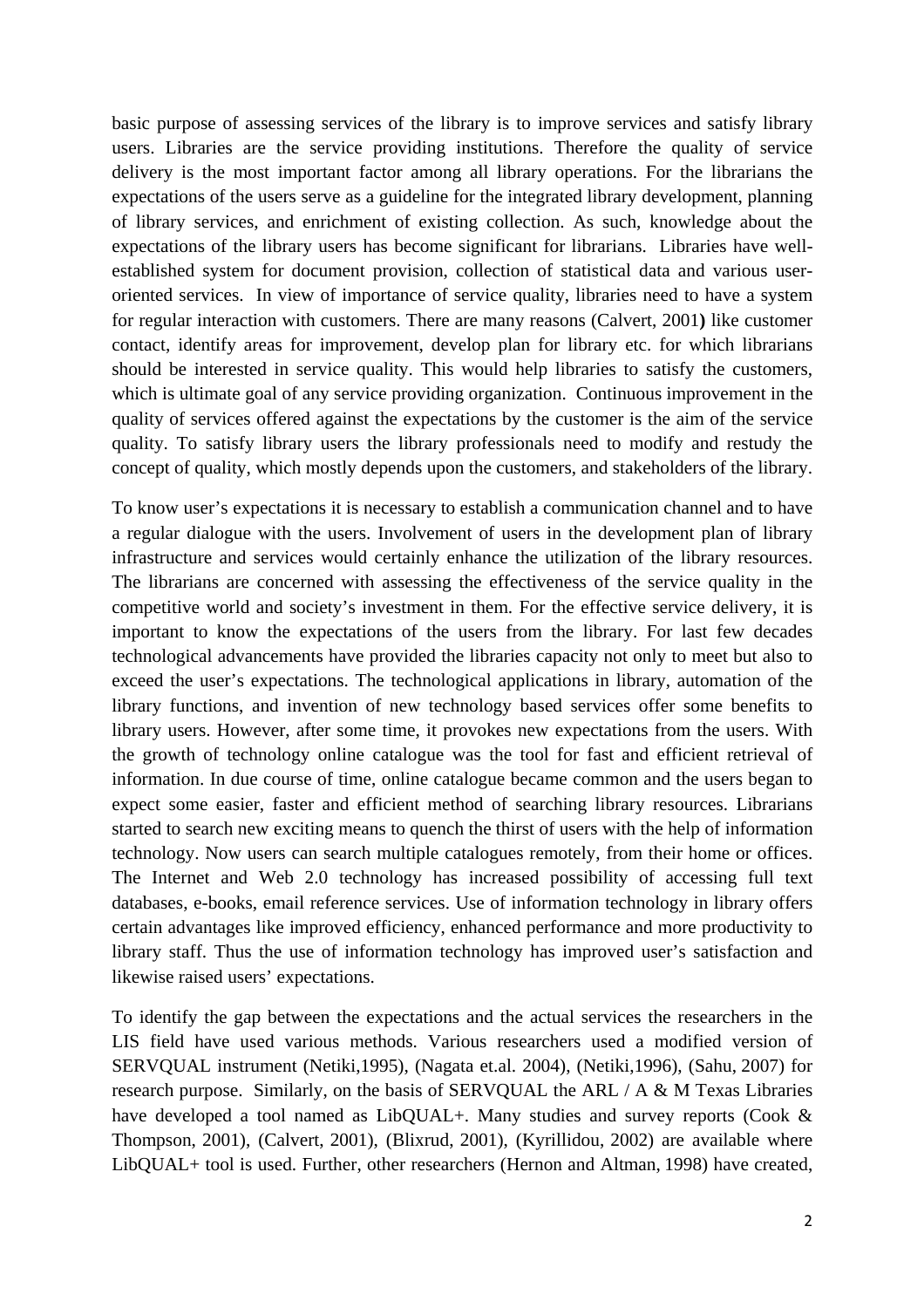basic purpose of assessing services of the library is to improve services and satisfy library users. Libraries are the service providing institutions. Therefore the quality of service delivery is the most important factor among all library operations. For the librarians the expectations of the users serve as a guideline for the integrated library development, planning of library services, and enrichment of existing collection. As such, knowledge about the expectations of the library users has become significant for librarians. Libraries have well-established system for document provision, collection of statistical data and various user-oriented services. In view of importance of service quality, libraries need to have a system for regular interaction with customers. There are many reasons (Calvert, 2001**)** like customer contact, identify areas for improvement, develop plan for library etc. for which librarians should be interested in service quality. This would help libraries to satisfy the customers, which is ultimate goal of any service providing organization. Continuous improvement in the quality of services offered against the expectations by the customer is the aim of the service quality. To satisfy library users the library professionals need to modify and restudy the concept of quality, which mostly depends upon the customers, and stakeholders of the library.

To know user's expectations it is necessary to establish a communication channel and to have a regular dialogue with the users. Involvement of users in the development plan of library infrastructure and services would certainly enhance the utilization of the library resources. The librarians are concerned with assessing the effectiveness of the service quality in the competitive world and society's investment in them. For the effective service delivery, it is important to know the expectations of the users from the library. For last few decades technological advancements have provided the libraries capacity not only to meet but also to exceed the user's expectations. The technological applications in library, automation of the library functions, and invention of new technology based services offer some benefits to library users. However, after some time, it provokes new expectations from the users. With the growth of technology online catalogue was the tool for fast and efficient retrieval of information. In due course of time, online catalogue became common and the users began to expect some easier, faster and efficient method of searching library resources. Librarians started to search new exciting means to quench the thirst of users with the help of information technology. Now users can search multiple catalogues remotely, from their home or offices. The Internet and Web 2.0 technology has increased possibility of accessing full text databases, e-books, email reference services. Use of information technology in library offers certain advantages like improved efficiency, enhanced performance and more productivity to library staff. Thus the use of information technology has improved user's satisfaction and likewise raised users' expectations.

To identify the gap between the expectations and the actual services the researchers in the LIS field have used various methods. Various researchers used a modified version of SERVQUAL instrument (Netiki,1995), (Nagata et.al. 2004), (Netiki,1996), (Sahu, 2007) for research purpose. Similarly, on the basis of SERVQUAL the ARL / A & M Texas Libraries have developed a tool named as LibQUAL+. Many studies and survey reports (Cook & Thompson, 2001), (Calvert, 2001), (Blixrud, 2001), (Kyrillidou, 2002) are available where LibQUAL+ tool is used. Further, other researchers (Hernon and Altman, 1998) have created,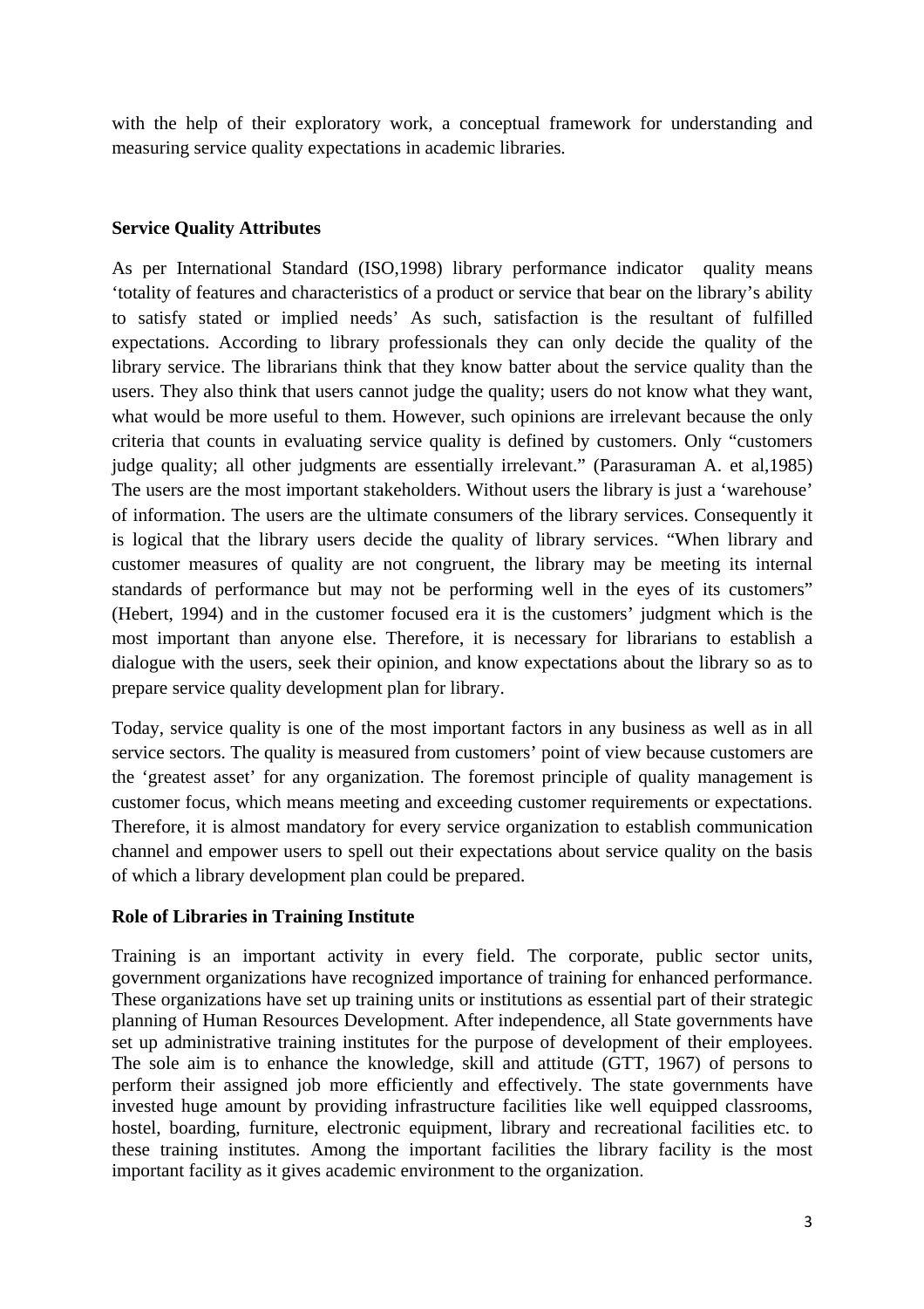with the help of their exploratory work, a conceptual framework for understanding and measuring service quality expectations in academic libraries.

## Service Quality Attributes

As per International Standard (ISO,1998) library performance indicator quality means 'totality of features and characteristics of a product or service that bear on the library's ability to satisfy stated or implied needs' As such, satisfaction is the resultant of fulfilled expectations. According to library professionals they can only decide the quality of the library service. The librarians think that they know batter about the service quality than the users. They also think that users cannot judge the quality; users do not know what they want, what would be more useful to them. However, such opinions are irrelevant because the only criteria that counts in evaluating service quality is defined by customers. Only "customers judge quality; all other judgments are essentially irrelevant." (Parasuraman A. et al,1985) The users are the most important stakeholders. Without users the library is just a 'warehouse' of information. The users are the ultimate consumers of the library services. Consequently it is logical that the library users decide the quality of library services. "When library and customer measures of quality are not congruent, the library may be meeting its internal standards of performance but may not be performing well in the eyes of its customers" (Hebert, 1994) and in the customer focused era it is the customers' judgment which is the most important than anyone else. Therefore, it is necessary for librarians to establish a dialogue with the users, seek their opinion, and know expectations about the library so as to prepare service quality development plan for library.

Today, service quality is one of the most important factors in any business as well as in all service sectors. The quality is measured from customers' point of view because customers are the 'greatest asset' for any organization. The foremost principle of quality management is customer focus, which means meeting and exceeding customer requirements or expectations. Therefore, it is almost mandatory for every service organization to establish communication channel and empower users to spell out their expectations about service quality on the basis of which a library development plan could be prepared.

## Role of Libraries in Training Institute

Training is an important activity in every field. The corporate, public sector units, government organizations have recognized importance of training for enhanced performance. These organizations have set up training units or institutions as essential part of their strategic planning of Human Resources Development. After independence, all State governments have set up administrative training institutes for the purpose of development of their employees. The sole aim is to enhance the knowledge, skill and attitude (GTT, 1967) of persons to perform their assigned job more efficiently and effectively. The state governments have invested huge amount by providing infrastructure facilities like well equipped classrooms, hostel, boarding, furniture, electronic equipment, library and recreational facilities etc. to these training institutes. Among the important facilities the library facility is the most important facility as it gives academic environment to the organization.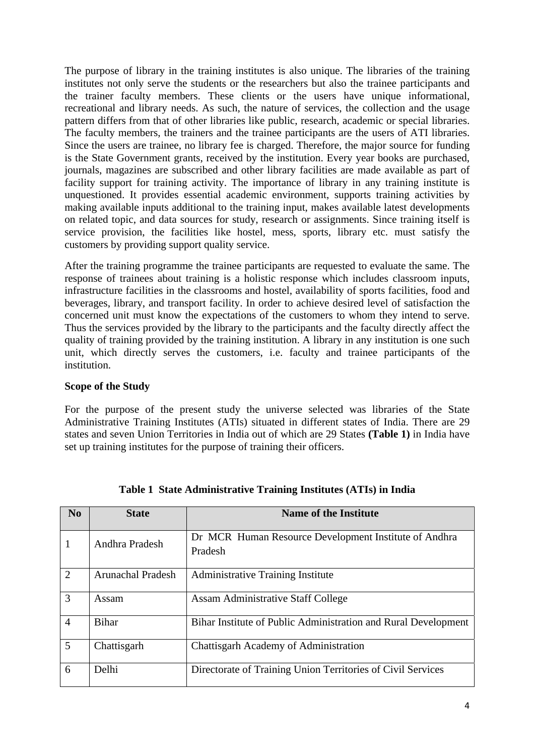The purpose of library in the training institutes is also unique. The libraries of the training institutes not only serve the students or the researchers but also the trainee participants and the trainer faculty members. These clients or the users have unique informational, recreational and library needs. As such, the nature of services, the collection and the usage pattern differs from that of other libraries like public, research, academic or special libraries. The faculty members, the trainers and the trainee participants are the users of ATI libraries. Since the users are trainee, no library fee is charged. Therefore, the major source for funding is the State Government grants, received by the institution. Every year books are purchased, journals, magazines are subscribed and other library facilities are made available as part of facility support for training activity. The importance of library in any training institute is unquestioned. It provides essential academic environment, supports training activities by making available inputs additional to the training input, makes available latest developments on related topic, and data sources for study, research or assignments. Since training itself is service provision, the facilities like hostel, mess, sports, library etc. must satisfy the customers by providing support quality service.

After the training programme the trainee participants are requested to evaluate the same. The response of trainees about training is a holistic response which includes classroom inputs, infrastructure facilities in the classrooms and hostel, availability of sports facilities, food and beverages, library, and transport facility. In order to achieve desired level of satisfaction the concerned unit must know the expectations of the customers to whom they intend to serve. Thus the services provided by the library to the participants and the faculty directly affect the quality of training provided by the training institution. A library in any institution is one such unit, which directly serves the customers, i.e. faculty and trainee participants of the institution.

**Scope of the Study**

For the purpose of the present study the universe selected was libraries of the State Administrative Training Institutes (ATIs) situated in different states of India. There are 29 states and seven Union Territories in India out of which are 29 States **(Table 1)** in India have set up training institutes for the purpose of training their officers.

**Table 1 State Administrative Training Institutes (ATIs) in India**

| No | State | Name of the Institute |
|---|---|---|
| 1 | Andhra Pradesh | Dr MCR Human Resource Development Institute of Andhra Pradesh |
| 2 | Arunachal Pradesh | Administrative Training Institute |
| 3 | Assam | Assam Administrative Staff College |
| 4 | Bihar | Bihar Institute of Public Administration and Rural Development |
| 5 | Chattisgarh | Chattisgarh Academy of Administration |
| 6 | Delhi | Directorate of Training Union Territories of Civil Services |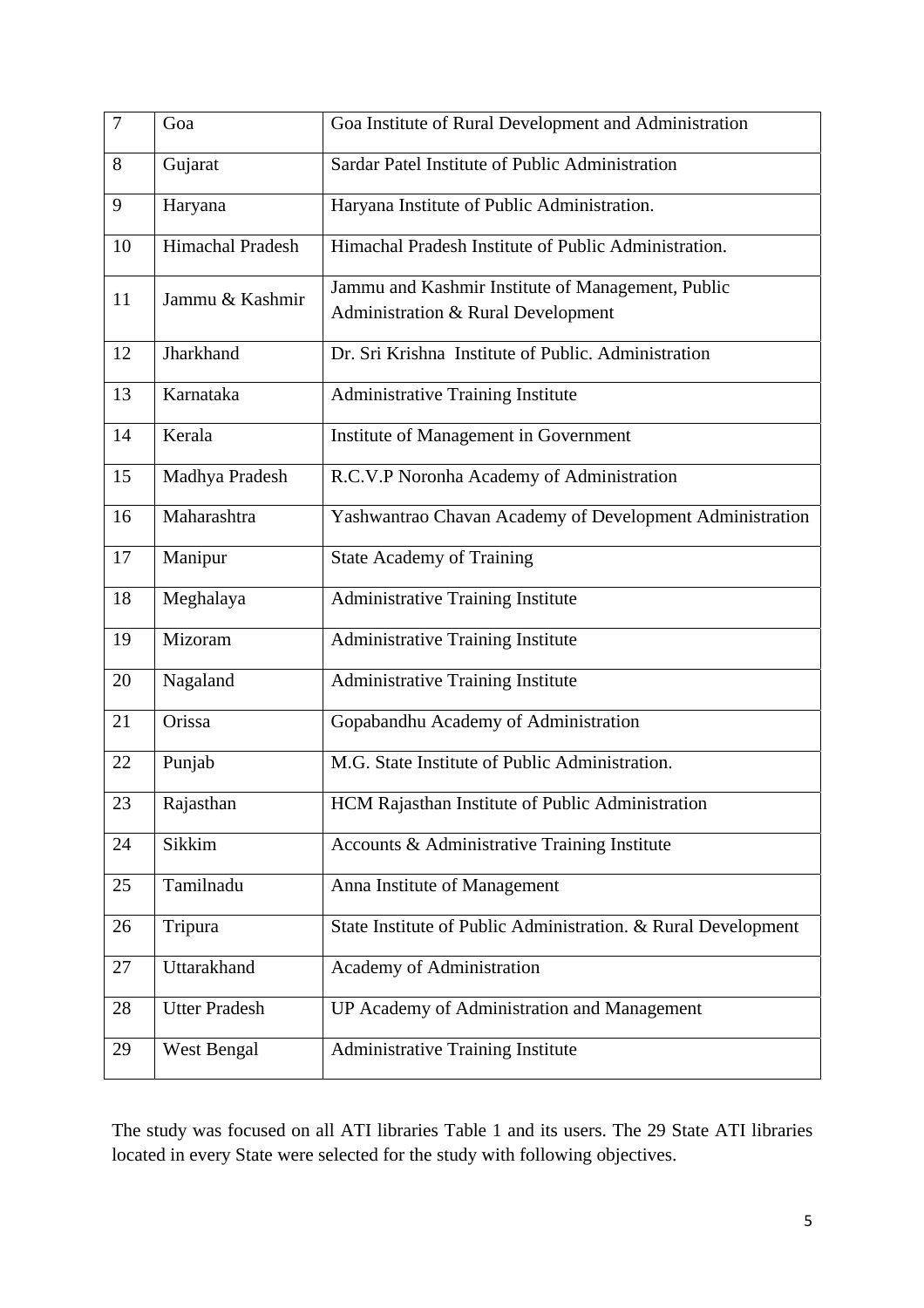| 7 | Goa | Goa Institute of Rural Development and Administration |
|---|---|---|
| 8 | Gujarat | Sardar Patel Institute of Public Administration |
| 9 | Haryana | Haryana Institute of Public Administration. |
| 10 | Himachal Pradesh | Himachal Pradesh Institute of Public Administration. |
| 11 | Jammu & Kashmir | Jammu and Kashmir Institute of Management, Public Administration & Rural Development |
| 12 | Jharkhand | Dr. Sri Krishna Institute of Public. Administration |
| 13 | Karnataka | Administrative Training Institute |
| 14 | Kerala | Institute of Management in Government |
| 15 | Madhya Pradesh | R.C.V.P Noronha Academy of Administration |
| 16 | Maharashtra | Yashwantrao Chavan Academy of Development Administration |
| 17 | Manipur | State Academy of Training |
| 18 | Meghalaya | Administrative Training Institute |
| 19 | Mizoram | Administrative Training Institute |
| 20 | Nagaland | Administrative Training Institute |
| 21 | Orissa | Gopabandhu Academy of Administration |
| 22 | Punjab | M.G. State Institute of Public Administration. |
| 23 | Rajasthan | HCM Rajasthan Institute of Public Administration |
| 24 | Sikkim | Accounts & Administrative Training Institute |
| 25 | Tamilnadu | Anna Institute of Management |
| 26 | Tripura | State Institute of Public Administration. & Rural Development |
| 27 | Uttarakhand | Academy of Administration |
| 28 | Utter Pradesh | UP Academy of Administration and Management |
| 29 | West Bengal | Administrative Training Institute |

The study was focused on all ATI libraries Table 1 and its users. The 29 State ATI libraries located in every State were selected for the study with following objectives.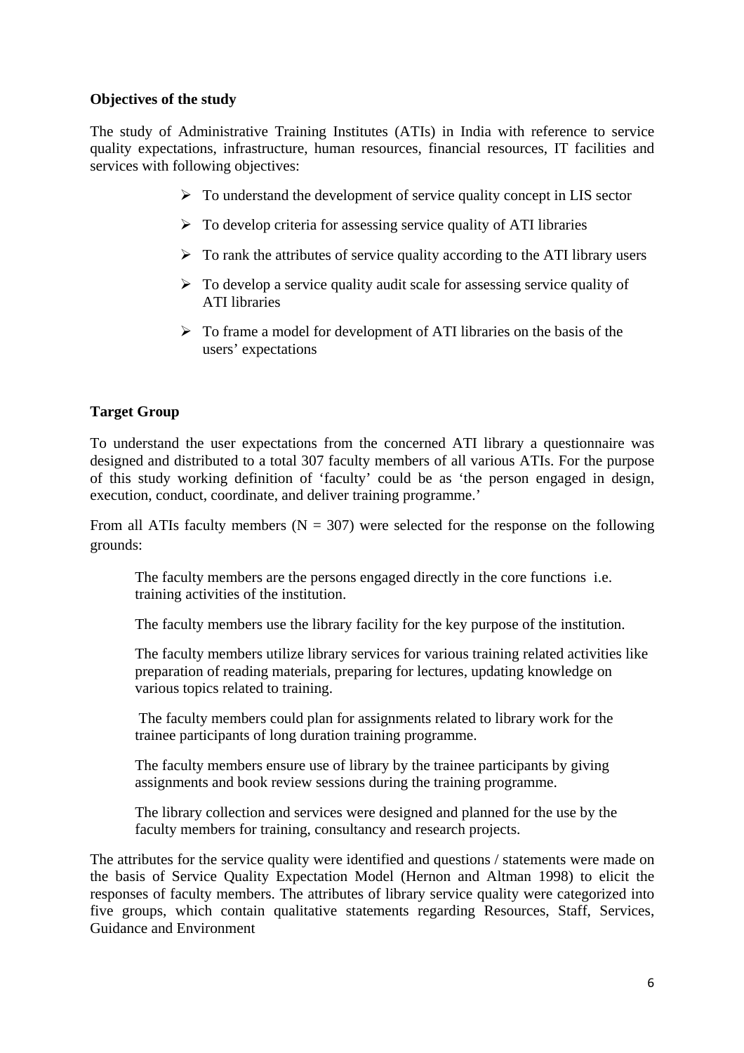**Objectives of the study**

The study of Administrative Training Institutes (ATIs) in India with reference to service quality expectations, infrastructure, human resources, financial resources, IT facilities and services with following objectives:

- To understand the development of service quality concept in LIS sector
- To develop criteria for assessing service quality of ATI libraries
- To rank the attributes of service quality according to the ATI library users
- To develop a service quality audit scale for assessing service quality of ATI libraries
- To frame a model for development of ATI libraries on the basis of the users' expectations

**Target Group**

To understand the user expectations from the concerned ATI library a questionnaire was designed and distributed to a total 307 faculty members of all various ATIs. For the purpose of this study working definition of 'faculty' could be as 'the person engaged in design, execution, conduct, coordinate, and deliver training programme.'

From all ATIs faculty members (N = 307) were selected for the response on the following grounds:

The faculty members are the persons engaged directly in the core functions i.e. training activities of the institution.

The faculty members use the library facility for the key purpose of the institution.

The faculty members utilize library services for various training related activities like preparation of reading materials, preparing for lectures, updating knowledge on various topics related to training.

The faculty members could plan for assignments related to library work for the trainee participants of long duration training programme.

The faculty members ensure use of library by the trainee participants by giving assignments and book review sessions during the training programme.

The library collection and services were designed and planned for the use by the faculty members for training, consultancy and research projects.

The attributes for the service quality were identified and questions / statements were made on the basis of Service Quality Expectation Model (Hernon and Altman 1998) to elicit the responses of faculty members. The attributes of library service quality were categorized into five groups, which contain qualitative statements regarding Resources, Staff, Services, Guidance and Environment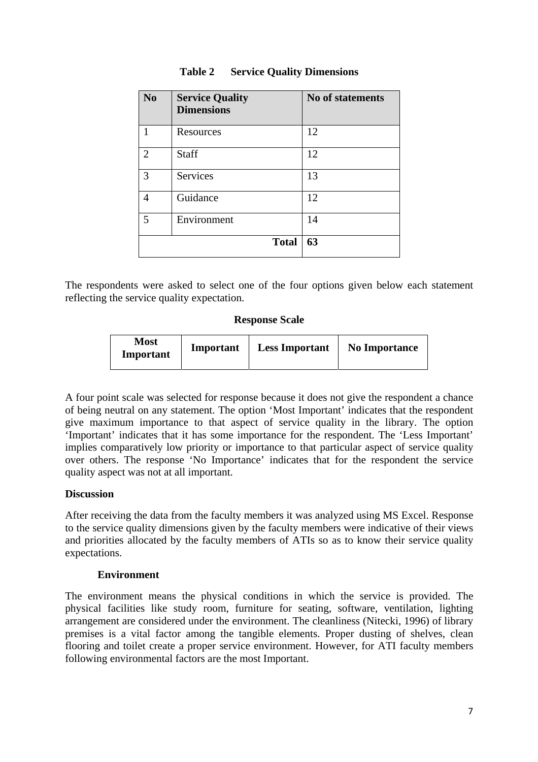**Table 2 Service Quality Dimensions**

| No | Service Quality Dimensions | No of statements |
|---|---|---|
| 1 | Resources | 12 |
| 2 | Staff | 12 |
| 3 | Services | 13 |
| 4 | Guidance | 12 |
| 5 | Environment | 14 |
| | **Total** | **63** |

The respondents were asked to select one of the four options given below each statement reflecting the service quality expectation.

**Response Scale**

| Most Important | Important | Less Important | No Importance |
|---|---|---|---|

A four point scale was selected for response because it does not give the respondent a chance of being neutral on any statement. The option 'Most Important' indicates that the respondent give maximum importance to that aspect of service quality in the library. The option 'Important' indicates that it has some importance for the respondent. The 'Less Important' implies comparatively low priority or importance to that particular aspect of service quality over others. The response 'No Importance' indicates that for the respondent the service quality aspect was not at all important.

## Discussion

After receiving the data from the faculty members it was analyzed using MS Excel. Response to the service quality dimensions given by the faculty members were indicative of their views and priorities allocated by the faculty members of ATIs so as to know their service quality expectations.

### Environment

The environment means the physical conditions in which the service is provided. The physical facilities like study room, furniture for seating, software, ventilation, lighting arrangement are considered under the environment. The cleanliness (Nitecki, 1996) of library premises is a vital factor among the tangible elements. Proper dusting of shelves, clean flooring and toilet create a proper service environment. However, for ATI faculty members following environmental factors are the most Important.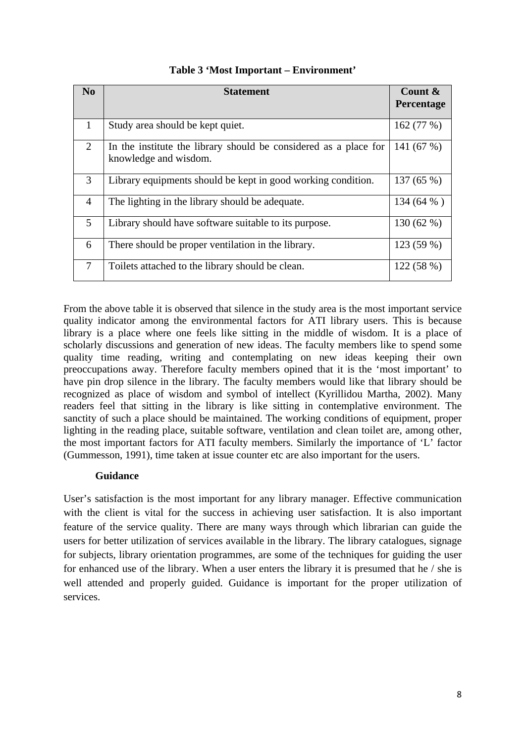**Table 3 'Most Important – Environment'**

| No | Statement | Count & Percentage |
|---|---|---|
| 1 | Study area should be kept quiet. | 162 (77 %) |
| 2 | In the institute the library should be considered as a place for knowledge and wisdom. | 141 (67 %) |
| 3 | Library equipments should be kept in good working condition. | 137 (65 %) |
| 4 | The lighting in the library should be adequate. | 134 (64 % ) |
| 5 | Library should have software suitable to its purpose. | 130 (62 %) |
| 6 | There should be proper ventilation in the library. | 123 (59 %) |
| 7 | Toilets attached to the library should be clean. | 122 (58 %) |

From the above table it is observed that silence in the study area is the most important service quality indicator among the environmental factors for ATI library users. This is because library is a place where one feels like sitting in the middle of wisdom. It is a place of scholarly discussions and generation of new ideas. The faculty members like to spend some quality time reading, writing and contemplating on new ideas keeping their own preoccupations away. Therefore faculty members opined that it is the 'most important' to have pin drop silence in the library. The faculty members would like that library should be recognized as place of wisdom and symbol of intellect (Kyrillidou Martha, 2002). Many readers feel that sitting in the library is like sitting in contemplative environment. The sanctity of such a place should be maintained. The working conditions of equipment, proper lighting in the reading place, suitable software, ventilation and clean toilet are, among other, the most important factors for ATI faculty members. Similarly the importance of 'L' factor (Gummesson, 1991), time taken at issue counter etc are also important for the users.

**Guidance**

User's satisfaction is the most important for any library manager. Effective communication with the client is vital for the success in achieving user satisfaction. It is also important feature of the service quality. There are many ways through which librarian can guide the users for better utilization of services available in the library. The library catalogues, signage for subjects, library orientation programmes, are some of the techniques for guiding the user for enhanced use of the library. When a user enters the library it is presumed that he / she is well attended and properly guided. Guidance is important for the proper utilization of services.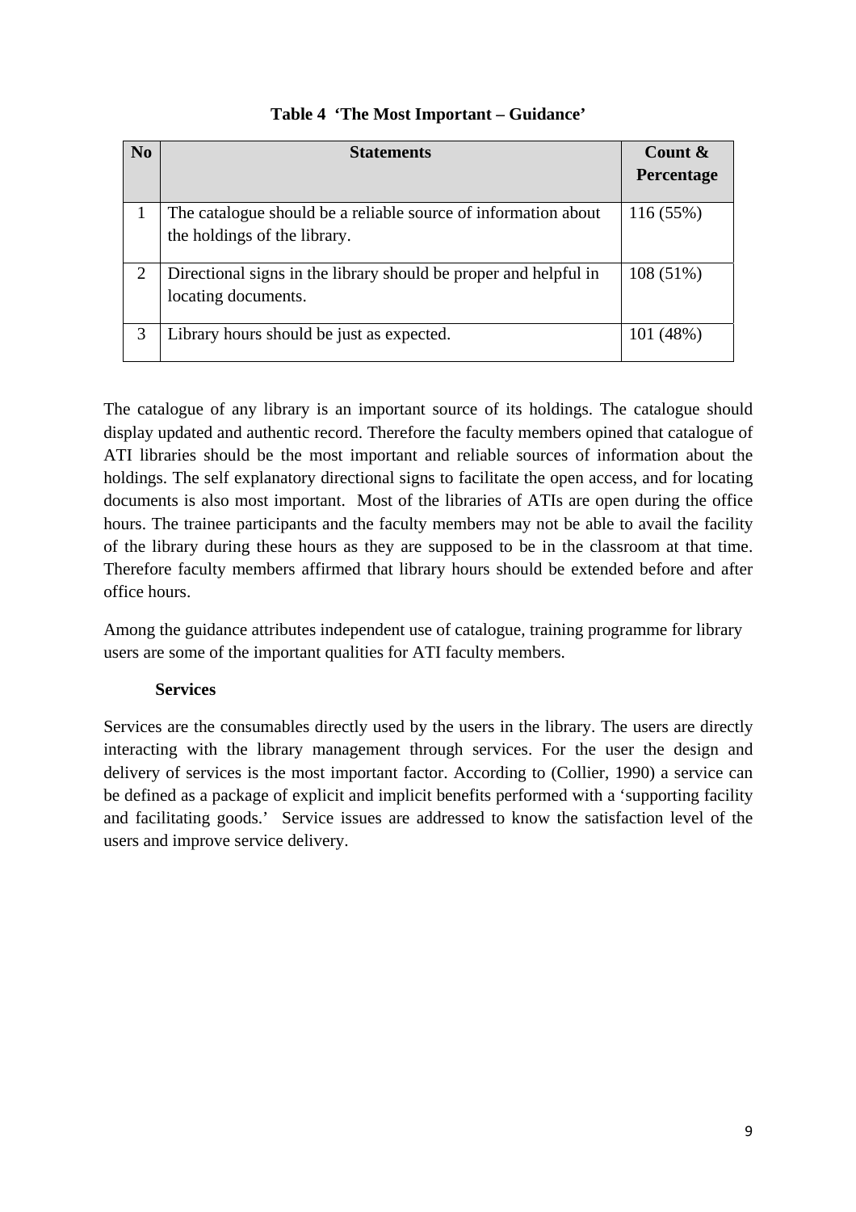**Table 4 'The Most Important – Guidance'**

| No | Statements | Count & Percentage |
|---|---|---|
| 1 | The catalogue should be a reliable source of information about the holdings of the library. | 116 (55%) |
| 2 | Directional signs in the library should be proper and helpful in locating documents. | 108 (51%) |
| 3 | Library hours should be just as expected. | 101 (48%) |

The catalogue of any library is an important source of its holdings. The catalogue should display updated and authentic record. Therefore the faculty members opined that catalogue of ATI libraries should be the most important and reliable sources of information about the holdings. The self explanatory directional signs to facilitate the open access, and for locating documents is also most important. Most of the libraries of ATIs are open during the office hours. The trainee participants and the faculty members may not be able to avail the facility of the library during these hours as they are supposed to be in the classroom at that time. Therefore faculty members affirmed that library hours should be extended before and after office hours.

Among the guidance attributes independent use of catalogue, training programme for library users are some of the important qualities for ATI faculty members.

**Services**

Services are the consumables directly used by the users in the library. The users are directly interacting with the library management through services. For the user the design and delivery of services is the most important factor. According to (Collier, 1990) a service can be defined as a package of explicit and implicit benefits performed with a 'supporting facility and facilitating goods.' Service issues are addressed to know the satisfaction level of the users and improve service delivery.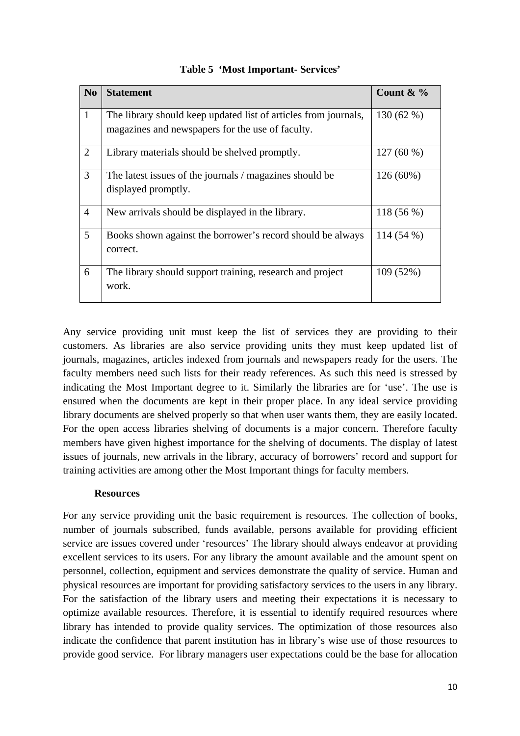**Table 5 'Most Important- Services'**

| No | Statement | Count & % |
|---|---|---|
| 1 | The library should keep updated list of articles from journals, magazines and newspapers for the use of faculty. | 130 (62 %) |
| 2 | Library materials should be shelved promptly. | 127 (60 %) |
| 3 | The latest issues of the journals / magazines should be displayed promptly. | 126 (60%) |
| 4 | New arrivals should be displayed in the library. | 118 (56 %) |
| 5 | Books shown against the borrower's record should be always correct. | 114 (54 %) |
| 6 | The library should support training, research and project work. | 109 (52%) |

Any service providing unit must keep the list of services they are providing to their customers. As libraries are also service providing units they must keep updated list of journals, magazines, articles indexed from journals and newspapers ready for the users. The faculty members need such lists for their ready references. As such this need is stressed by indicating the Most Important degree to it. Similarly the libraries are for 'use'. The use is ensured when the documents are kept in their proper place. In any ideal service providing library documents are shelved properly so that when user wants them, they are easily located. For the open access libraries shelving of documents is a major concern. Therefore faculty members have given highest importance for the shelving of documents. The display of latest issues of journals, new arrivals in the library, accuracy of borrowers' record and support for training activities are among other the Most Important things for faculty members.

**Resources**

For any service providing unit the basic requirement is resources. The collection of books, number of journals subscribed, funds available, persons available for providing efficient service are issues covered under 'resources' The library should always endeavor at providing excellent services to its users. For any library the amount available and the amount spent on personnel, collection, equipment and services demonstrate the quality of service. Human and physical resources are important for providing satisfactory services to the users in any library. For the satisfaction of the library users and meeting their expectations it is necessary to optimize available resources. Therefore, it is essential to identify required resources where library has intended to provide quality services. The optimization of those resources also indicate the confidence that parent institution has in library's wise use of those resources to provide good service. For library managers user expectations could be the base for allocation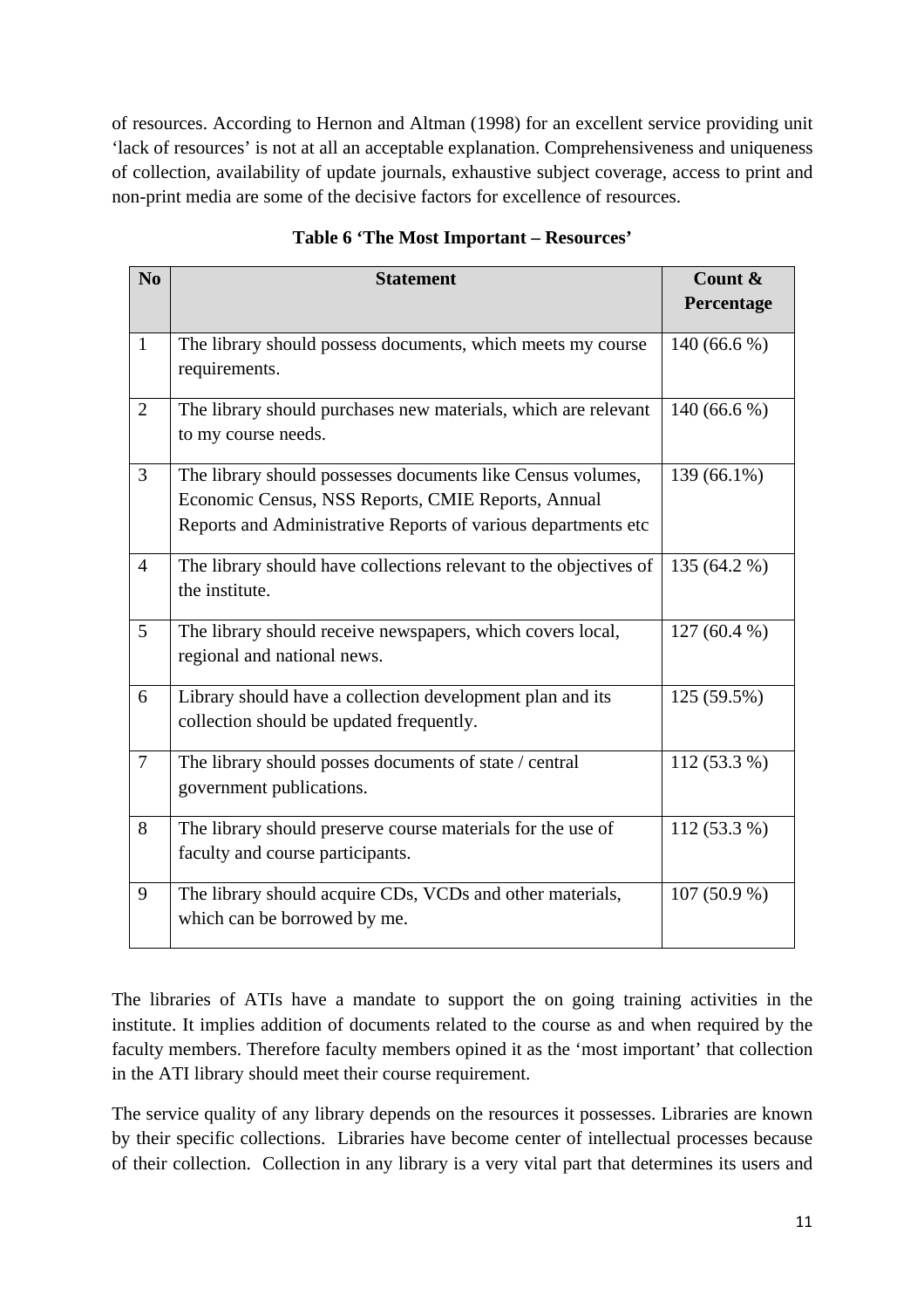of resources. According to Hernon and Altman (1998) for an excellent service providing unit 'lack of resources' is not at all an acceptable explanation. Comprehensiveness and uniqueness of collection, availability of update journals, exhaustive subject coverage, access to print and non-print media are some of the decisive factors for excellence of resources.

**Table 6 'The Most Important – Resources'**

| No | Statement | Count & Percentage |
|---|---|---|
| 1 | The library should possess documents, which meets my course requirements. | 140 (66.6 %) |
| 2 | The library should purchases new materials, which are relevant to my course needs. | 140 (66.6 %) |
| 3 | The library should possesses documents like Census volumes, Economic Census, NSS Reports, CMIE Reports, Annual Reports and Administrative Reports of various departments etc | 139 (66.1%) |
| 4 | The library should have collections relevant to the objectives of the institute. | 135 (64.2 %) |
| 5 | The library should receive newspapers, which covers local, regional and national news. | 127 (60.4 %) |
| 6 | Library should have a collection development plan and its collection should be updated frequently. | 125 (59.5%) |
| 7 | The library should posses documents of state / central government publications. | 112 (53.3 %) |
| 8 | The library should preserve course materials for the use of faculty and course participants. | 112 (53.3 %) |
| 9 | The library should acquire CDs, VCDs and other materials, which can be borrowed by me. | 107 (50.9 %) |

The libraries of ATIs have a mandate to support the on going training activities in the institute. It implies addition of documents related to the course as and when required by the faculty members. Therefore faculty members opined it as the 'most important' that collection in the ATI library should meet their course requirement.

The service quality of any library depends on the resources it possesses. Libraries are known by their specific collections. Libraries have become center of intellectual processes because of their collection. Collection in any library is a very vital part that determines its users and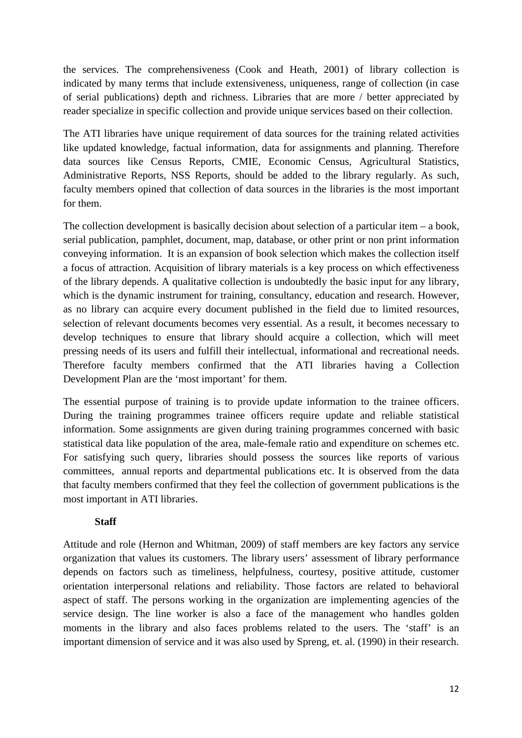the services. The comprehensiveness (Cook and Heath, 2001) of library collection is indicated by many terms that include extensiveness, uniqueness, range of collection (in case of serial publications) depth and richness. Libraries that are more / better appreciated by reader specialize in specific collection and provide unique services based on their collection.

The ATI libraries have unique requirement of data sources for the training related activities like updated knowledge, factual information, data for assignments and planning. Therefore data sources like Census Reports, CMIE, Economic Census, Agricultural Statistics, Administrative Reports, NSS Reports, should be added to the library regularly. As such, faculty members opined that collection of data sources in the libraries is the most important for them.

The collection development is basically decision about selection of a particular item – a book, serial publication, pamphlet, document, map, database, or other print or non print information conveying information. It is an expansion of book selection which makes the collection itself a focus of attraction. Acquisition of library materials is a key process on which effectiveness of the library depends. A qualitative collection is undoubtedly the basic input for any library, which is the dynamic instrument for training, consultancy, education and research. However, as no library can acquire every document published in the field due to limited resources, selection of relevant documents becomes very essential. As a result, it becomes necessary to develop techniques to ensure that library should acquire a collection, which will meet pressing needs of its users and fulfill their intellectual, informational and recreational needs. Therefore faculty members confirmed that the ATI libraries having a Collection Development Plan are the 'most important' for them.

The essential purpose of training is to provide update information to the trainee officers. During the training programmes trainee officers require update and reliable statistical information. Some assignments are given during training programmes concerned with basic statistical data like population of the area, male-female ratio and expenditure on schemes etc. For satisfying such query, libraries should possess the sources like reports of various committees, annual reports and departmental publications etc. It is observed from the data that faculty members confirmed that they feel the collection of government publications is the most important in ATI libraries.

**Staff**

Attitude and role (Hernon and Whitman, 2009) of staff members are key factors any service organization that values its customers. The library users' assessment of library performance depends on factors such as timeliness, helpfulness, courtesy, positive attitude, customer orientation interpersonal relations and reliability. Those factors are related to behavioral aspect of staff. The persons working in the organization are implementing agencies of the service design. The line worker is also a face of the management who handles golden moments in the library and also faces problems related to the users. The 'staff' is an important dimension of service and it was also used by Spreng, et. al. (1990) in their research.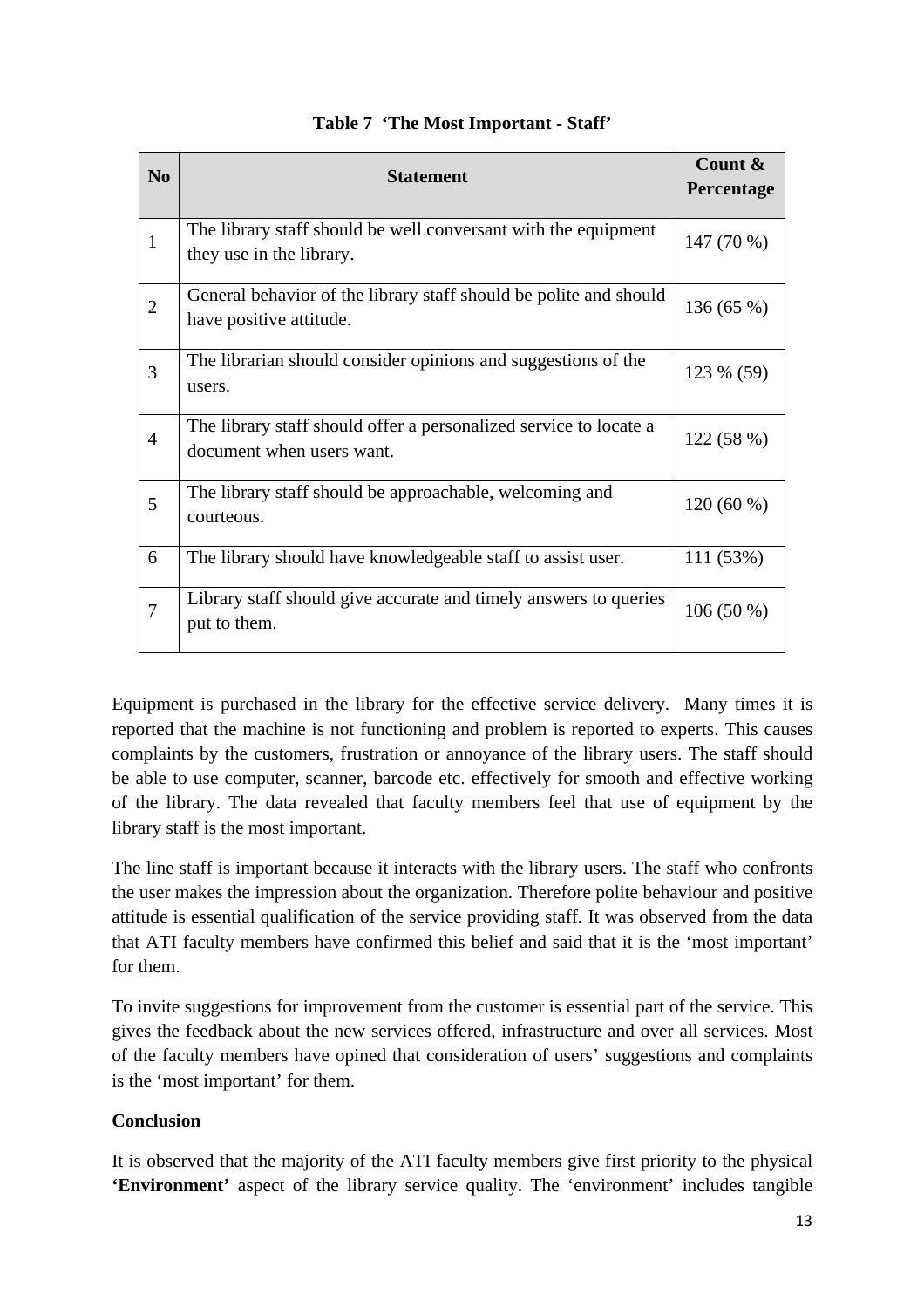**Table 7 'The Most Important - Staff'**

| No | Statement | Count & Percentage |
|---|---|---|
| 1 | The library staff should be well conversant with the equipment they use in the library. | 147 (70 %) |
| 2 | General behavior of the library staff should be polite and should have positive attitude. | 136 (65 %) |
| 3 | The librarian should consider opinions and suggestions of the users. | 123 % (59) |
| 4 | The library staff should offer a personalized service to locate a document when users want. | 122 (58 %) |
| 5 | The library staff should be approachable, welcoming and courteous. | 120 (60 %) |
| 6 | The library should have knowledgeable staff to assist user. | 111 (53%) |
| 7 | Library staff should give accurate and timely answers to queries put to them. | 106 (50 %) |

Equipment is purchased in the library for the effective service delivery. Many times it is reported that the machine is not functioning and problem is reported to experts. This causes complaints by the customers, frustration or annoyance of the library users. The staff should be able to use computer, scanner, barcode etc. effectively for smooth and effective working of the library. The data revealed that faculty members feel that use of equipment by the library staff is the most important.

The line staff is important because it interacts with the library users. The staff who confronts the user makes the impression about the organization. Therefore polite behaviour and positive attitude is essential qualification of the service providing staff. It was observed from the data that ATI faculty members have confirmed this belief and said that it is the 'most important' for them.

To invite suggestions for improvement from the customer is essential part of the service. This gives the feedback about the new services offered, infrastructure and over all services. Most of the faculty members have opined that consideration of users' suggestions and complaints is the 'most important' for them.

**Conclusion**

It is observed that the majority of the ATI faculty members give first priority to the physical **'Environment'** aspect of the library service quality. The 'environment' includes tangible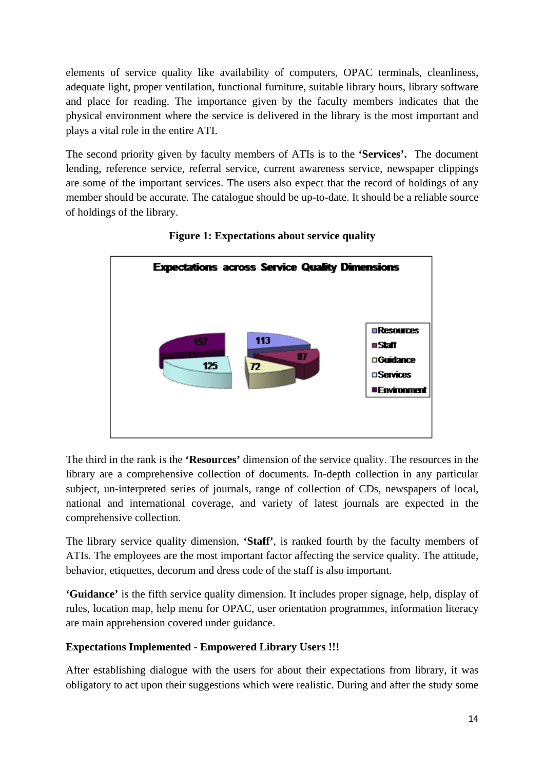elements of service quality like availability of computers, OPAC terminals, cleanliness, adequate light, proper ventilation, functional furniture, suitable library hours, library software and place for reading. The importance given by the faculty members indicates that the physical environment where the service is delivered in the library is the most important and plays a vital role in the entire ATI.

The second priority given by faculty members of ATIs is to the **'Services'.** The document lending, reference service, referral service, current awareness service, newspaper clippings are some of the important services. The users also expect that the record of holdings of any member should be accurate. The catalogue should be up-to-date. It should be a reliable source of holdings of the library.

**Figure 1: Expectations about service quality**

The third in the rank is the **'Resources'** dimension of the service quality. The resources in the library are a comprehensive collection of documents. In-depth collection in any particular subject, un-interpreted series of journals, range of collection of CDs, newspapers of local, national and international coverage, and variety of latest journals are expected in the comprehensive collection.

The library service quality dimension, **'Staff'**, is ranked fourth by the faculty members of ATIs. The employees are the most important factor affecting the service quality. The attitude, behavior, etiquettes, decorum and dress code of the staff is also important.

**'Guidance'** is the fifth service quality dimension. It includes proper signage, help, display of rules, location map, help menu for OPAC, user orientation programmes, information literacy are main apprehension covered under guidance.

**Expectations Implemented - Empowered Library Users !!!**

After establishing dialogue with the users for about their expectations from library, it was obligatory to act upon their suggestions which were realistic. During and after the study some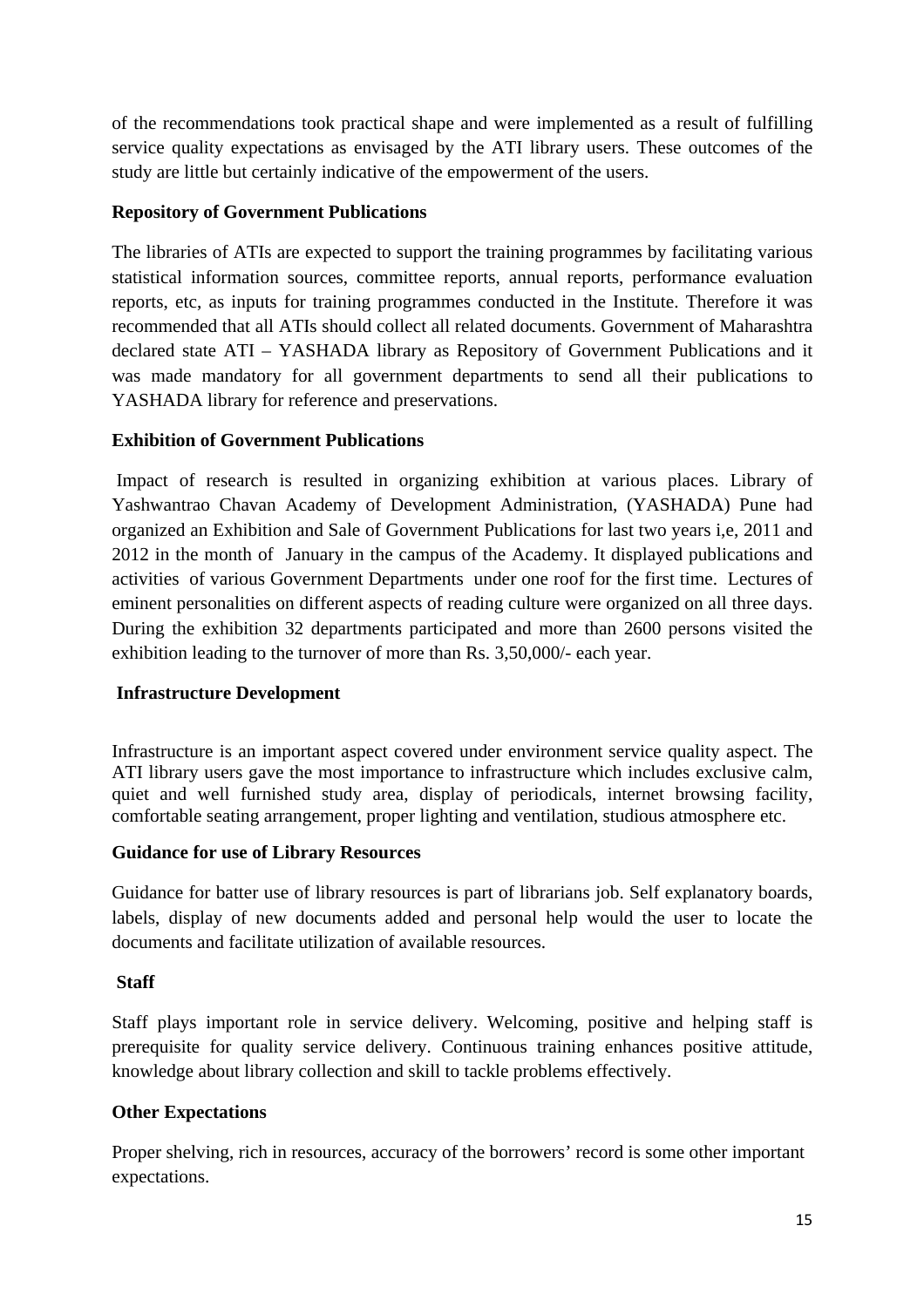of the recommendations took practical shape and were implemented as a result of fulfilling service quality expectations as envisaged by the ATI library users. These outcomes of the study are little but certainly indicative of the empowerment of the users.

**Repository of Government Publications**

The libraries of ATIs are expected to support the training programmes by facilitating various statistical information sources, committee reports, annual reports, performance evaluation reports, etc, as inputs for training programmes conducted in the Institute. Therefore it was recommended that all ATIs should collect all related documents. Government of Maharashtra declared state ATI – YASHADA library as Repository of Government Publications and it was made mandatory for all government departments to send all their publications to YASHADA library for reference and preservations.

**Exhibition of Government Publications**

Impact of research is resulted in organizing exhibition at various places. Library of Yashwantrao Chavan Academy of Development Administration, (YASHADA) Pune had organized an Exhibition and Sale of Government Publications for last two years i,e, 2011 and 2012 in the month of January in the campus of the Academy. It displayed publications and activities of various Government Departments under one roof for the first time. Lectures of eminent personalities on different aspects of reading culture were organized on all three days. During the exhibition 32 departments participated and more than 2600 persons visited the exhibition leading to the turnover of more than Rs. 3,50,000/- each year.

**Infrastructure Development**

Infrastructure is an important aspect covered under environment service quality aspect. The ATI library users gave the most importance to infrastructure which includes exclusive calm, quiet and well furnished study area, display of periodicals, internet browsing facility, comfortable seating arrangement, proper lighting and ventilation, studious atmosphere etc.

**Guidance for use of Library Resources**

Guidance for batter use of library resources is part of librarians job. Self explanatory boards, labels, display of new documents added and personal help would the user to locate the documents and facilitate utilization of available resources.

**Staff**

Staff plays important role in service delivery. Welcoming, positive and helping staff is prerequisite for quality service delivery. Continuous training enhances positive attitude, knowledge about library collection and skill to tackle problems effectively.

**Other Expectations**

Proper shelving, rich in resources, accuracy of the borrowers' record is some other important expectations.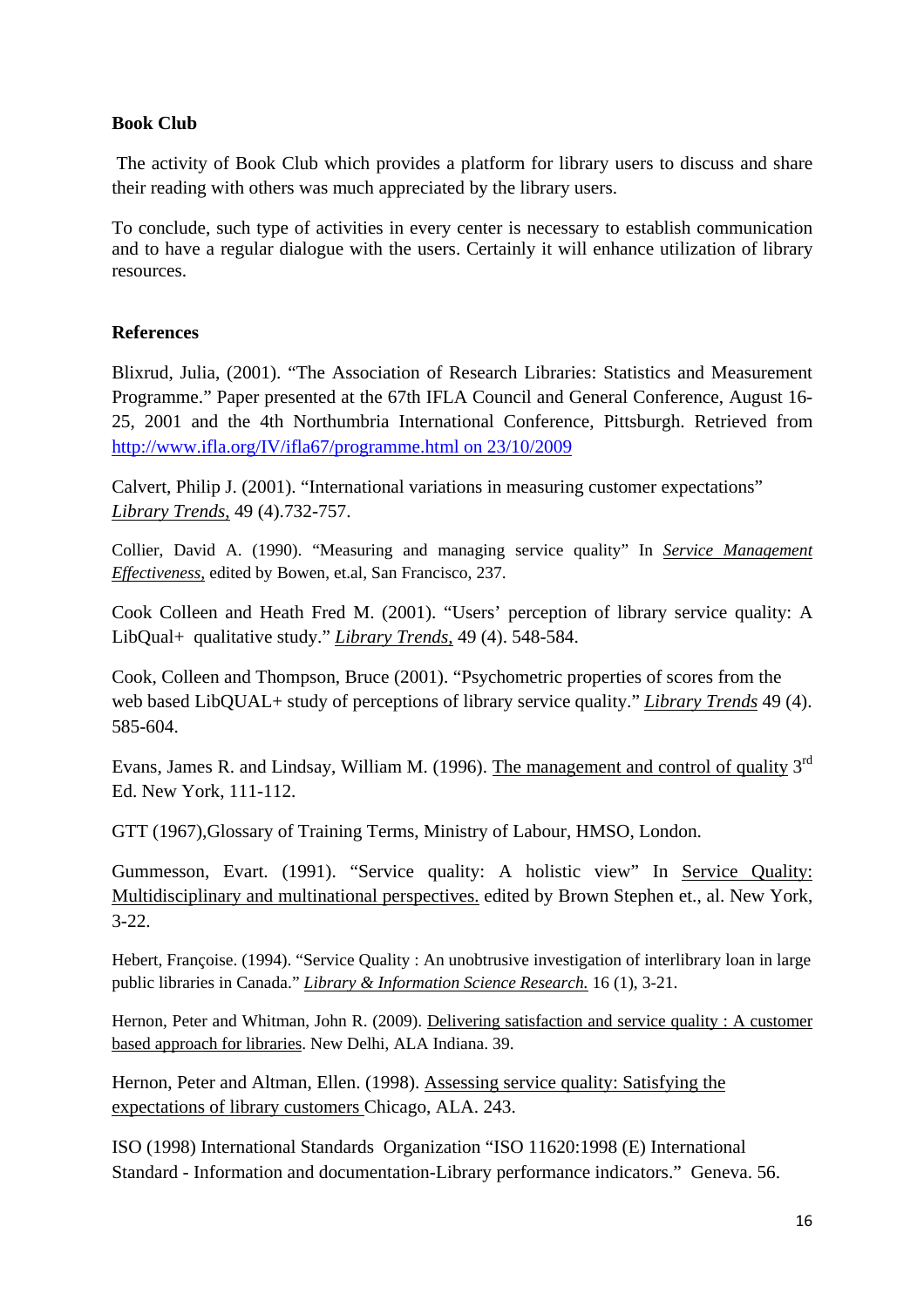**Book Club**

The activity of Book Club which provides a platform for library users to discuss and share their reading with others was much appreciated by the library users.

To conclude, such type of activities in every center is necessary to establish communication and to have a regular dialogue with the users. Certainly it will enhance utilization of library resources.

**References**

Blixrud, Julia, (2001). "The Association of Research Libraries: Statistics and Measurement Programme." Paper presented at the 67th IFLA Council and General Conference, August 16-25, 2001 and the 4th Northumbria International Conference, Pittsburgh. Retrieved from http://www.ifla.org/IV/ifla67/programme.html on 23/10/2009

Calvert, Philip J. (2001). "International variations in measuring customer expectations" *Library Trends*, 49 (4).732-757.

Collier, David A. (1990). "Measuring and managing service quality" In *Service Management Effectiveness*, edited by Bowen, et.al, San Francisco, 237.

Cook Colleen and Heath Fred M. (2001). "Users' perception of library service quality: A LibQual+ qualitative study." *Library Trends*, 49 (4). 548-584.

Cook, Colleen and Thompson, Bruce (2001). "Psychometric properties of scores from the web based LibQUAL+ study of perceptions of library service quality." *Library Trends* 49 (4). 585-604.

Evans, James R. and Lindsay, William M. (1996). The management and control of quality 3rd Ed. New York, 111-112.

GTT (1967),Glossary of Training Terms, Ministry of Labour, HMSO, London.

Gummesson, Evart. (1991). "Service quality: A holistic view" In Service Quality: Multidisciplinary and multinational perspectives. edited by Brown Stephen et., al. New York, 3-22.

Hebert, Françoise. (1994). "Service Quality : An unobtrusive investigation of interlibrary loan in large public libraries in Canada." *Library & Information Science Research.* 16 (1), 3-21.

Hernon, Peter and Whitman, John R. (2009). Delivering satisfaction and service quality : A customer based approach for libraries. New Delhi, ALA Indiana. 39.

Hernon, Peter and Altman, Ellen. (1998). Assessing service quality: Satisfying the expectations of library customers Chicago, ALA. 243.

ISO (1998) International Standards Organization "ISO 11620:1998 (E) International Standard - Information and documentation-Library performance indicators." Geneva. 56.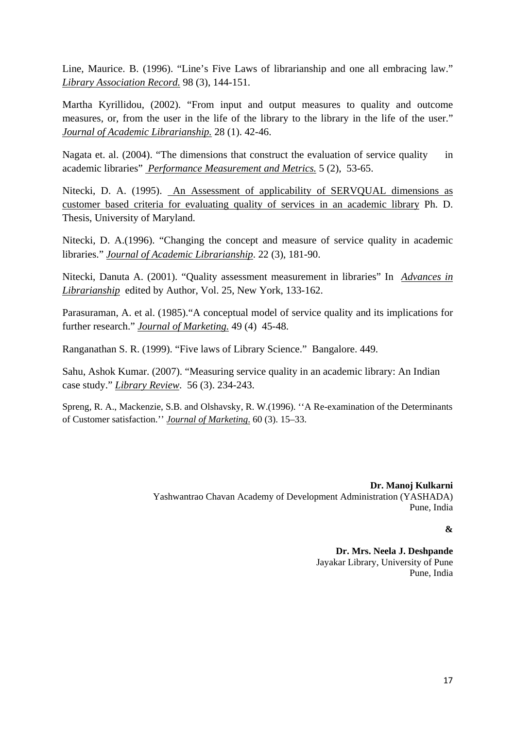Line, Maurice. B. (1996). "Line's Five Laws of librarianship and one all embracing law." *Library Association Record.* 98 (3), 144-151.

Martha Kyrillidou, (2002). "From input and output measures to quality and outcome measures, or, from the user in the life of the library to the library in the life of the user." *Journal of Academic Librarianship.* 28 (1). 42-46.

Nagata et. al. (2004). "The dimensions that construct the evaluation of service quality in academic libraries" *Performance Measurement and Metrics.* 5 (2), 53-65.

Nitecki, D. A. (1995). An Assessment of applicability of SERVQUAL dimensions as customer based criteria for evaluating quality of services in an academic library Ph. D. Thesis, University of Maryland.

Nitecki, D. A.(1996). "Changing the concept and measure of service quality in academic libraries." *Journal of Academic Librarianship*. 22 (3), 181-90.

Nitecki, Danuta A. (2001). "Quality assessment measurement in libraries" In *Advances in Librarianship* edited by Author, Vol. 25, New York, 133-162.

Parasuraman, A. et al. (1985)."A conceptual model of service quality and its implications for further research." *Journal of Marketing.* 49 (4) 45-48.

Ranganathan S. R. (1999). "Five laws of Library Science." Bangalore. 449.

Sahu, Ashok Kumar. (2007). "Measuring service quality in an academic library: An Indian case study." *Library Review*. 56 (3). 234-243.

Spreng, R. A., Mackenzie, S.B. and Olshavsky, R. W.(1996). ''A Re-examination of the Determinants of Customer satisfaction.'' *Journal of Marketing*. 60 (3). 15–33.

**Dr. Manoj Kulkarni**
Yashwantrao Chavan Academy of Development Administration (YASHADA)
Pune, India

**&**

**Dr. Mrs. Neela J. Deshpande**
Jayakar Library, University of Pune
Pune, India